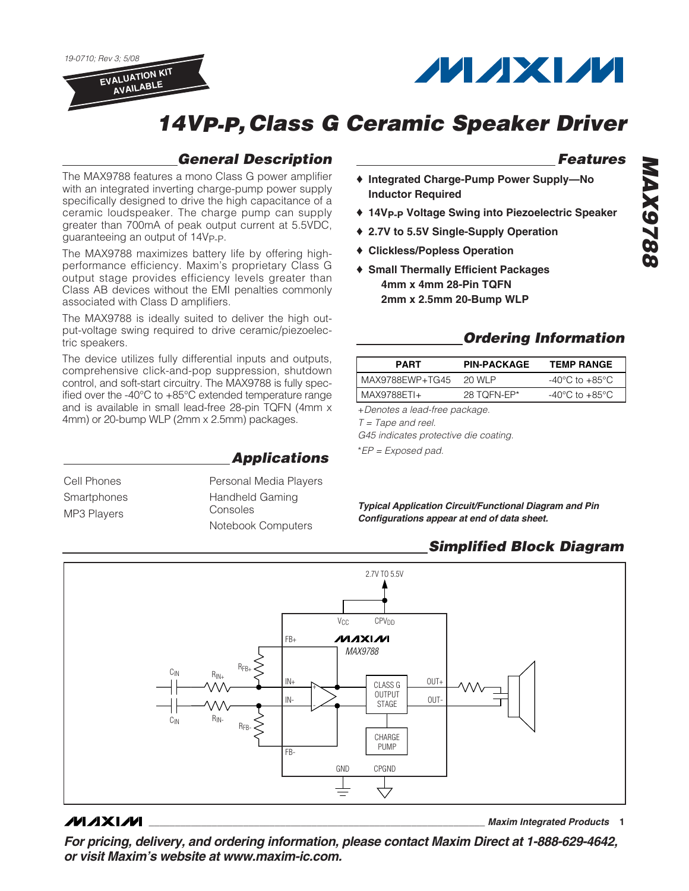19-0710; Rev 3; 5/08

EVALUATION KIT AVAILABLE

# 14V$_{P-P}$, Class G Ceramic Speaker Driver

## General Description

The MAX9788 features a mono Class G power amplifier with an integrated inverting charge-pump power supply specifically designed to drive the high capacitance of a ceramic loudspeaker. The charge pump can supply greater than 700mA of peak output current at 5.5VDC, guaranteeing an output of 14V$_{P-P}$.

The MAX9788 maximizes battery life by offering high-performance efficiency. Maxim's proprietary Class G output stage provides efficiency levels greater than Class AB devices without the EMI penalties commonly associated with Class D amplifiers.

The MAX9788 is ideally suited to deliver the high output-voltage swing required to drive ceramic/piezoelectric speakers.

The device utilizes fully differential inputs and outputs, comprehensive click-and-pop suppression, shutdown control, and soft-start circuitry. The MAX9788 is fully specified over the -40°C to +85°C extended temperature range and is available in small lead-free 28-pin TQFN (4mm x 4mm) or 20-bump WLP (2mm x 2.5mm) packages.

## Applications

- Cell Phones
- Smartphones
- MP3 Players
- Personal Media Players
- Handheld Gaming Consoles
- Notebook Computers

## Features

- ♦ Integrated Charge-Pump Power Supply—No Inductor Required
- ♦ 14V$_{P-P}$ Voltage Swing into Piezoelectric Speaker
- ♦ 2.7V to 5.5V Single-Supply Operation
- ♦ Clickless/Popless Operation
- ♦ Small Thermally Efficient Packages
  - 4mm x 4mm 28-Pin TQFN
  - 2mm x 2.5mm 20-Bump WLP

## Ordering Information

| PART | PIN-PACKAGE | TEMP RANGE |
|---|---|---|
| MAX9788EWP+TG45 | 20 WLP | -40°C to +85°C |
| MAX9788ETI+ | 28 TQFN-EP* | -40°C to +85°C |

+Denotes a lead-free package.

T = Tape and reel.

G45 indicates protective die coating.

*EP = Exposed pad.

***Typical Application Circuit/Functional Diagram and Pin Configurations appear at end of data sheet.***

## Simplified Block Diagram

2.7V TO 5.5V, $V_{CC}$, $CPV_{DD}$, MAX9788, FB+, IN+, IN-, FB-, $C_{IN}$, $R_{IN+}$, $R_{IN-}$, $R_{FB+}$, $R_{FB-}$, CLASS G OUTPUT STAGE, OUT+, OUT-, CHARGE PUMP, GND, CPGND

**For pricing, delivery, and ordering information, please contact Maxim Direct at 1-888-629-4642, or visit Maxim's website at www.maxim-ic.com.**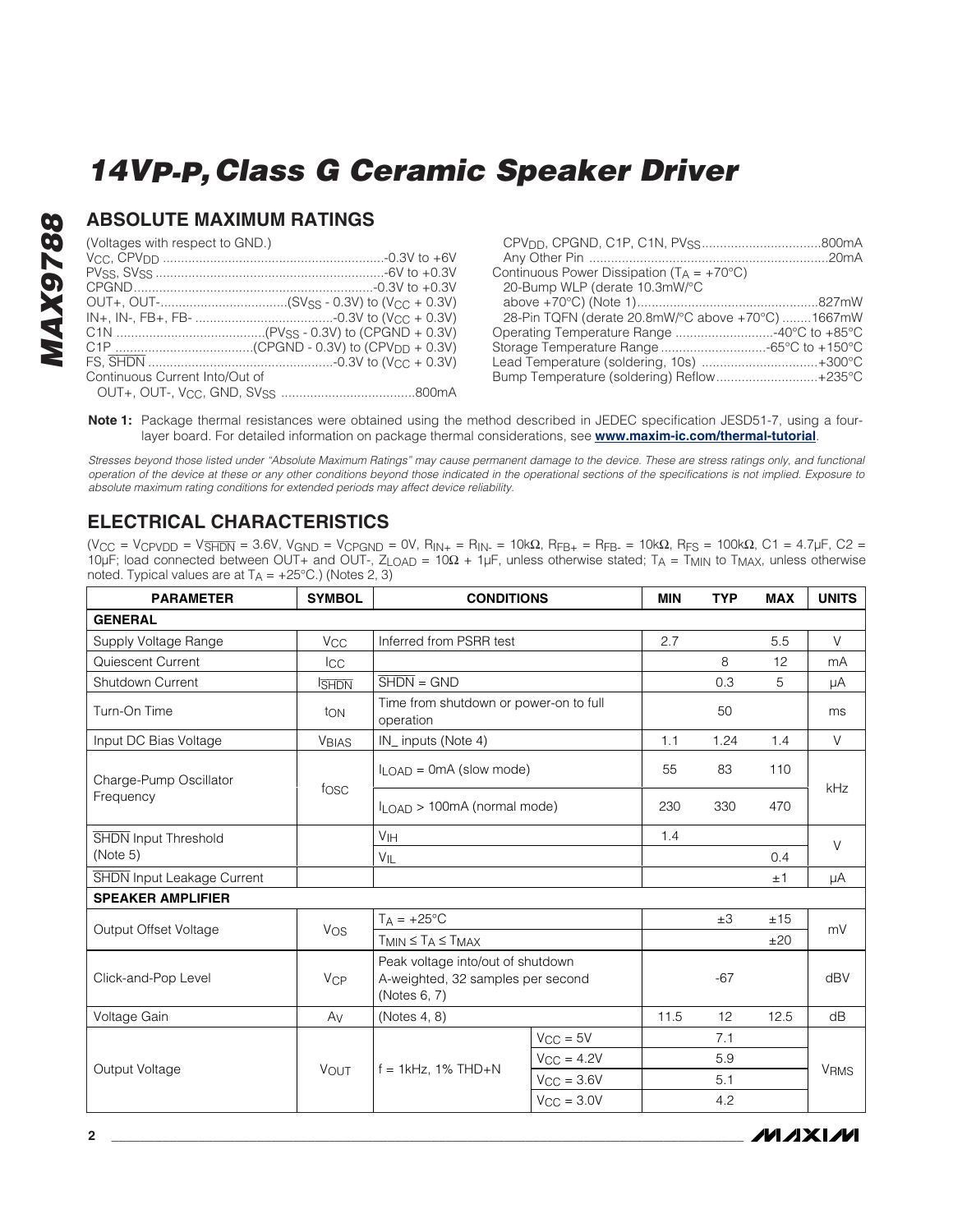## ABSOLUTE MAXIMUM RATINGS

(Voltages with respect to GND.)

$V_{CC}$, $CPV_{DD}$ ....................................................-0.3V to +6V
$PV_{SS}$, $SV_{SS}$ ....................................................-6V to +0.3V
CPGND....................................................-0.3V to +0.3V
OUT+, OUT-....................................($SV_{SS}$ - 0.3V) to ($V_{CC}$ + 0.3V)
IN+, IN-, FB+, FB- ....................................-0.3V to ($V_{CC}$ + 0.3V)
C1N ....................................($PV_{SS}$ - 0.3V) to (CPGND + 0.3V)
C1P ....................................(CPGND - 0.3V) to ($CPV_{DD}$ + 0.3V)
FS, $\overline{SHDN}$ ....................................-0.3V to ($V_{CC}$ + 0.3V)
Continuous Current Into/Out of
OUT+, OUT-, $V_{CC}$, GND, $SV_{SS}$ ....................................800mA
$CPV_{DD}$, CPGND, C1P, C1N, $PV_{SS}$....................................800mA
Any Other Pin ....................................................20mA
Continuous Power Dissipation ($T_A$ = +70°C)
20-Bump WLP (derate 10.3mW/°C above +70°C) (Note 1)....................................827mW
28-Pin TQFN (derate 20.8mW/°C above +70°C) ........1667mW
Operating Temperature Range ...........................-40°C to +85°C
Storage Temperature Range .............................-65°C to +150°C
Lead Temperature (soldering, 10s) ................................+300°C
Bump Temperature (soldering) Reflow............................+235°C

**Note 1:** Package thermal resistances were obtained using the method described in JEDEC specification JESD51-7, using a four-layer board. For detailed information on package thermal considerations, see **www.maxim-ic.com/thermal-tutorial**.

*Stresses beyond those listed under "Absolute Maximum Ratings" may cause permanent damage to the device. These are stress ratings only, and functional operation of the device at these or any other conditions beyond those indicated in the operational sections of the specifications is not implied. Exposure to absolute maximum rating conditions for extended periods may affect device reliability.*

## ELECTRICAL CHARACTERISTICS

($V_{CC}$ = $V_{CPVDD}$ = $V_{\overline{SHDN}}$ = 3.6V, $V_{GND}$ = $V_{CPGND}$ = 0V, $R_{IN+}$ = $R_{IN-}$ = 10kΩ, $R_{FB+}$ = $R_{FB-}$ = 10kΩ, $R_{FS}$ = 100kΩ, C1 = 4.7µF, C2 = 10µF; load connected between OUT+ and OUT-, $Z_{LOAD}$ = 10Ω + 1µF, unless otherwise stated; $T_A$ = $T_{MIN}$ to $T_{MAX}$, unless otherwise noted. Typical values are at $T_A$ = +25°C.) (Notes 2, 3)

| PARAMETER | SYMBOL | CONDITIONS | | MIN | TYP | MAX | UNITS |
|---|---|---|---|---|---|---|---|
| **GENERAL** | | | | | | | |
| Supply Voltage Range | $V_{CC}$ | Inferred from PSRR test | | 2.7 | | 5.5 | V |
| Quiescent Current | $I_{CC}$ | | | | 8 | 12 | mA |
| Shutdown Current | $I_{\overline{SHDN}}$ | $\overline{SHDN}$ = GND | | | 0.3 | 5 | µA |
| Turn-On Time | $t_{ON}$ | Time from shutdown or power-on to full operation | | | 50 | | ms |
| Input DC Bias Voltage | $V_{BIAS}$ | IN_ inputs (Note 4) | | 1.1 | 1.24 | 1.4 | V |
| Charge-Pump Oscillator Frequency | $f_{OSC}$ | $I_{LOAD}$ = 0mA (slow mode) | | 55 | 83 | 110 | kHz |
| | | $I_{LOAD}$ > 100mA (normal mode) | | 230 | 330 | 470 | |
| $\overline{SHDN}$ Input Threshold (Note 5) | | $V_{IH}$ | | 1.4 | | | V |
| | | $V_{IL}$ | | | | 0.4 | |
| $\overline{SHDN}$ Input Leakage Current | | | | | | ±1 | µA |
| **SPEAKER AMPLIFIER** | | | | | | | |
| Output Offset Voltage | $V_{OS}$ | $T_A$ = +25°C | | | ±3 | ±15 | mV |
| | | $T_{MIN} \le T_A \le T_{MAX}$ | | | | ±20 | |
| Click-and-Pop Level | $V_{CP}$ | Peak voltage into/out of shutdown A-weighted, 32 samples per second (Notes 6, 7) | | | -67 | | dBV |
| Voltage Gain | $A_V$ | (Notes 4, 8) | | 11.5 | 12 | 12.5 | dB |
| Output Voltage | $V_{OUT}$ | f = 1kHz, 1% THD+N | $V_{CC}$ = 5V | | 7.1 | | $V_{RMS}$ |
| | | | $V_{CC}$ = 4.2V | | 5.9 | | |
| | | | $V_{CC}$ = 3.6V | | 5.1 | | |
| | | | $V_{CC}$ = 3.0V | | 4.2 | | |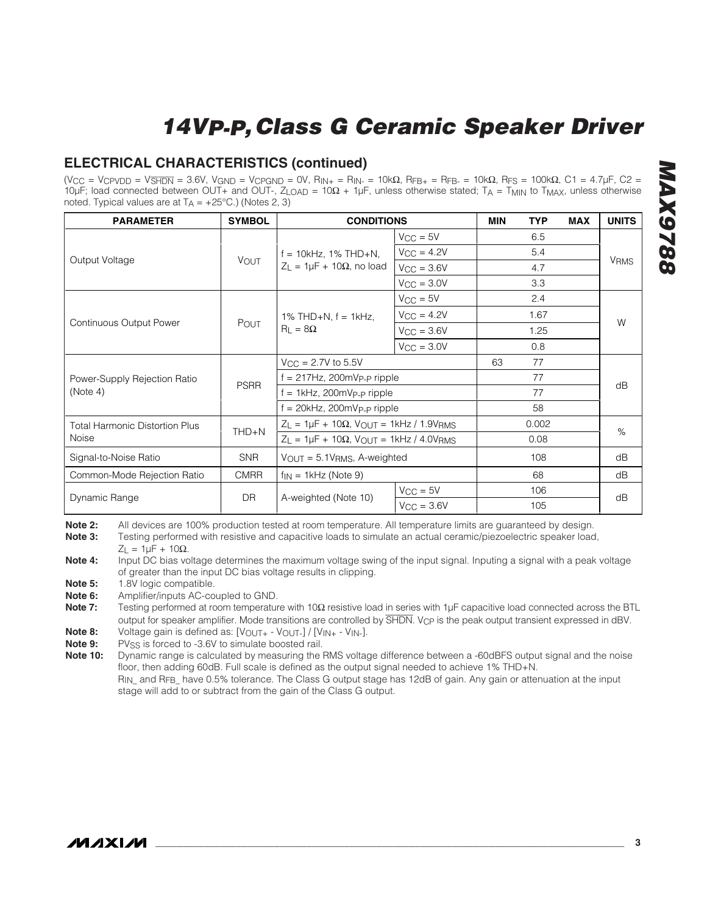## ELECTRICAL CHARACTERISTICS (continued)

($V_{CC}$ = $V_{CPVDD}$ = $V_{\overline{SHDN}}$ = 3.6V, $V_{GND}$ = $V_{CPGND}$ = 0V, $R_{IN+}$ = $R_{IN-}$ = 10kΩ, $R_{FB+}$ = $R_{FB-}$ = 10kΩ, $R_{FS}$ = 100kΩ, C1 = 4.7µF, C2 = 10µF; load connected between OUT+ and OUT-, $Z_{LOAD}$ = 10Ω + 1µF, unless otherwise stated; $T_A$ = $T_{MIN}$ to $T_{MAX}$, unless otherwise noted. Typical values are at $T_A$ = +25°C.) (Notes 2, 3)

| PARAMETER | SYMBOL | CONDITIONS | | MIN | TYP | MAX | UNITS |
|---|---|---|---|---|---|---|---|
| Output Voltage | $V_{OUT}$ | f = 10kHz, 1% THD+N, $Z_L$ = 1µF + 10Ω, no load | $V_{CC}$ = 5V | | 6.5 | | $V_{RMS}$ |
| | | | $V_{CC}$ = 4.2V | | 5.4 | | |
| | | | $V_{CC}$ = 3.6V | | 4.7 | | |
| | | | $V_{CC}$ = 3.0V | | 3.3 | | |
| Continuous Output Power | $P_{OUT}$ | 1% THD+N, f = 1kHz, $R_L$ = 8Ω | $V_{CC}$ = 5V | | 2.4 | | W |
| | | | $V_{CC}$ = 4.2V | | 1.67 | | |
| | | | $V_{CC}$ = 3.6V | | 1.25 | | |
| | | | $V_{CC}$ = 3.0V | | 0.8 | | |
| Power-Supply Rejection Ratio (Note 4) | PSRR | $V_{CC}$ = 2.7V to 5.5V | | 63 | 77 | | dB |
| | | f = 217Hz, 200m$V_{P-P}$ ripple | | | 77 | | |
| | | f = 1kHz, 200m$V_{P-P}$ ripple | | | 77 | | |
| | | f = 20kHz, 200m$V_{P-P}$ ripple | | | 58 | | |
| Total Harmonic Distortion Plus Noise | THD+N | $Z_L$ = 1µF + 10Ω, $V_{OUT}$ = 1kHz / 1.9$V_{RMS}$ | | | 0.002 | | % |
| | | $Z_L$ = 1µF + 10Ω, $V_{OUT}$ = 1kHz / 4.0$V_{RMS}$ | | | 0.08 | | |
| Signal-to-Noise Ratio | SNR | $V_{OUT}$ = 5.1$V_{RMS}$, A-weighted | | | 108 | | dB |
| Common-Mode Rejection Ratio | CMRR | $f_{IN}$ = 1kHz (Note 9) | | | 68 | | dB |
| Dynamic Range | DR | A-weighted (Note 10) | $V_{CC}$ = 5V | | 106 | | dB |
| | | | $V_{CC}$ = 3.6V | | 105 | | |

**Note 2:** All devices are 100% production tested at room temperature. All temperature limits are guaranteed by design.

**Note 3:** Testing performed with resistive and capacitive loads to simulate an actual ceramic/piezoelectric speaker load, $Z_L$ = 1µF + 10Ω.

**Note 4:** Input DC bias voltage determines the maximum voltage swing of the input signal. Inputing a signal with a peak voltage of greater than the input DC bias voltage results in clipping.

**Note 5:** 1.8V logic compatible.

**Note 6:** Amplifier/inputs AC-coupled to GND.

**Note 7:** Testing performed at room temperature with 10Ω resistive load in series with 1µF capacitive load connected across the BTL output for speaker amplifier. Mode transitions are controlled by $\overline{SHDN}$. $V_{CP}$ is the peak output transient expressed in dBV.

**Note 8:** Voltage gain is defined as: [$V_{OUT+}$ - $V_{OUT-}$] / [$V_{IN+}$ - $V_{IN-}$].

**Note 9:** $PV_{SS}$ is forced to -3.6V to simulate boosted rail.

**Note 10:** Dynamic range is calculated by measuring the RMS voltage difference between a -60dBFS output signal and the noise floor, then adding 60dB. Full scale is defined as the output signal needed to achieve 1% THD+N.
$R_{IN\_}$ and $R_{FB\_}$ have 0.5% tolerance. The Class G output stage has 12dB of gain. Any gain or attenuation at the input stage will add to or subtract from the gain of the Class G output.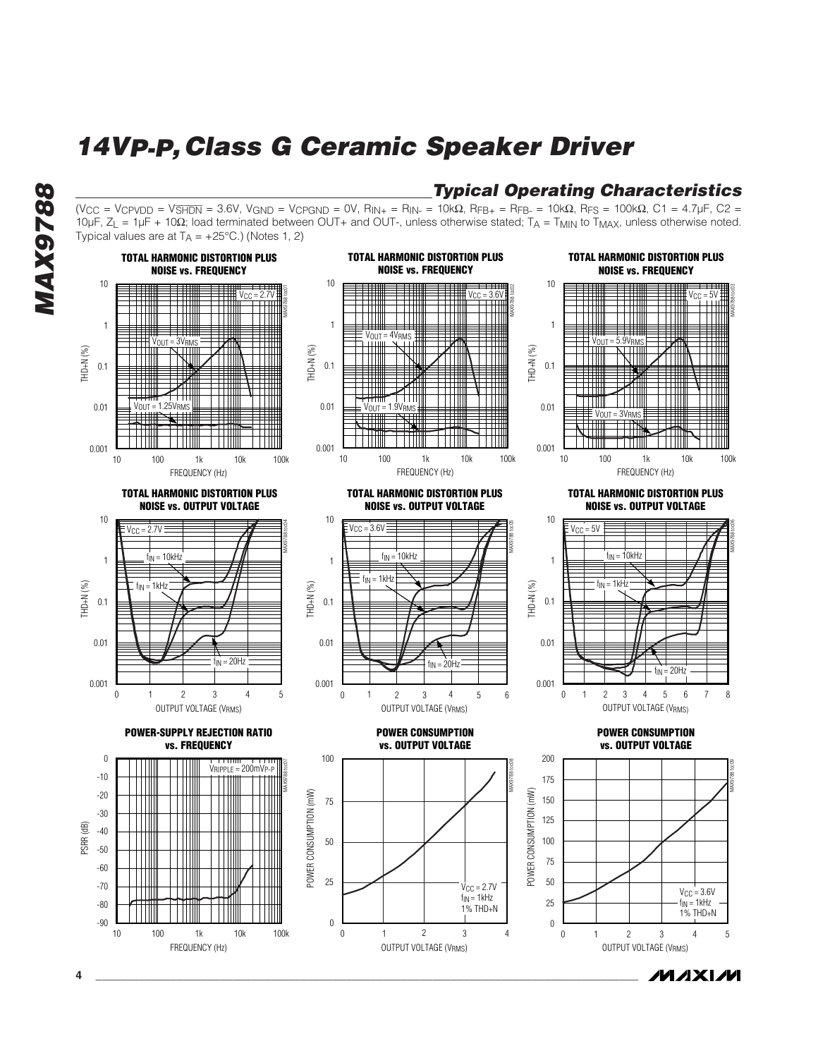## Typical Operating Characteristics

($V_{CC}$ = $V_{CPVDD}$ = $V_{\overline{SHDN}}$ = 3.6V, $V_{GND}$ = $V_{CPGND}$ = 0V, $R_{IN+}$ = $R_{IN-}$ = 10kΩ, $R_{FB+}$ = $R_{FB-}$ = 10kΩ, $R_{FS}$ = 100kΩ, C1 = 4.7µF, C2 = 10µF, $Z_L$ = 1µF + 10Ω; load terminated between OUT+ and OUT-, unless otherwise stated; $T_A$ = $T_{MIN}$ to $T_{MAX}$, unless otherwise noted. Typical values are at $T_A$ = +25°C.) (Notes 1, 2)

**TOTAL HARMONIC DISTORTION PLUS NOISE vs. FREQUENCY** ($V_{CC}$ = 2.7V; $V_{OUT}$ = 3$V_{RMS}$, $V_{OUT}$ = 1.25$V_{RMS}$)

**TOTAL HARMONIC DISTORTION PLUS NOISE vs. FREQUENCY** ($V_{CC}$ = 3.6V; $V_{OUT}$ = 4$V_{RMS}$, $V_{OUT}$ = 1.9$V_{RMS}$)

**TOTAL HARMONIC DISTORTION PLUS NOISE vs. FREQUENCY** ($V_{CC}$ = 5V; $V_{OUT}$ = 5.9$V_{RMS}$, $V_{OUT}$ = 3$V_{RMS}$)

**TOTAL HARMONIC DISTORTION PLUS NOISE vs. OUTPUT VOLTAGE** ($V_{CC}$ = 2.7V; $f_{IN}$ = 10kHz, $f_{IN}$ = 1kHz, $f_{IN}$ = 20Hz)

**TOTAL HARMONIC DISTORTION PLUS NOISE vs. OUTPUT VOLTAGE** ($V_{CC}$ = 3.6V; $f_{IN}$ = 10kHz, $f_{IN}$ = 1kHz, $f_{IN}$ = 20Hz)

**TOTAL HARMONIC DISTORTION PLUS NOISE vs. OUTPUT VOLTAGE** ($V_{CC}$ = 5V; $f_{IN}$ = 10kHz, $f_{IN}$ = 1kHz, $f_{IN}$ = 20Hz)

**POWER-SUPPLY REJECTION RATIO vs. FREQUENCY** ($V_{RIPPLE}$ = 200m$V_{P-P}$)

**POWER CONSUMPTION vs. OUTPUT VOLTAGE** ($V_{CC}$ = 2.7V, $f_{IN}$ = 1kHz, 1% THD+N)

**POWER CONSUMPTION vs. OUTPUT VOLTAGE** ($V_{CC}$ = 3.6V, $f_{IN}$ = 1kHz, 1% THD+N)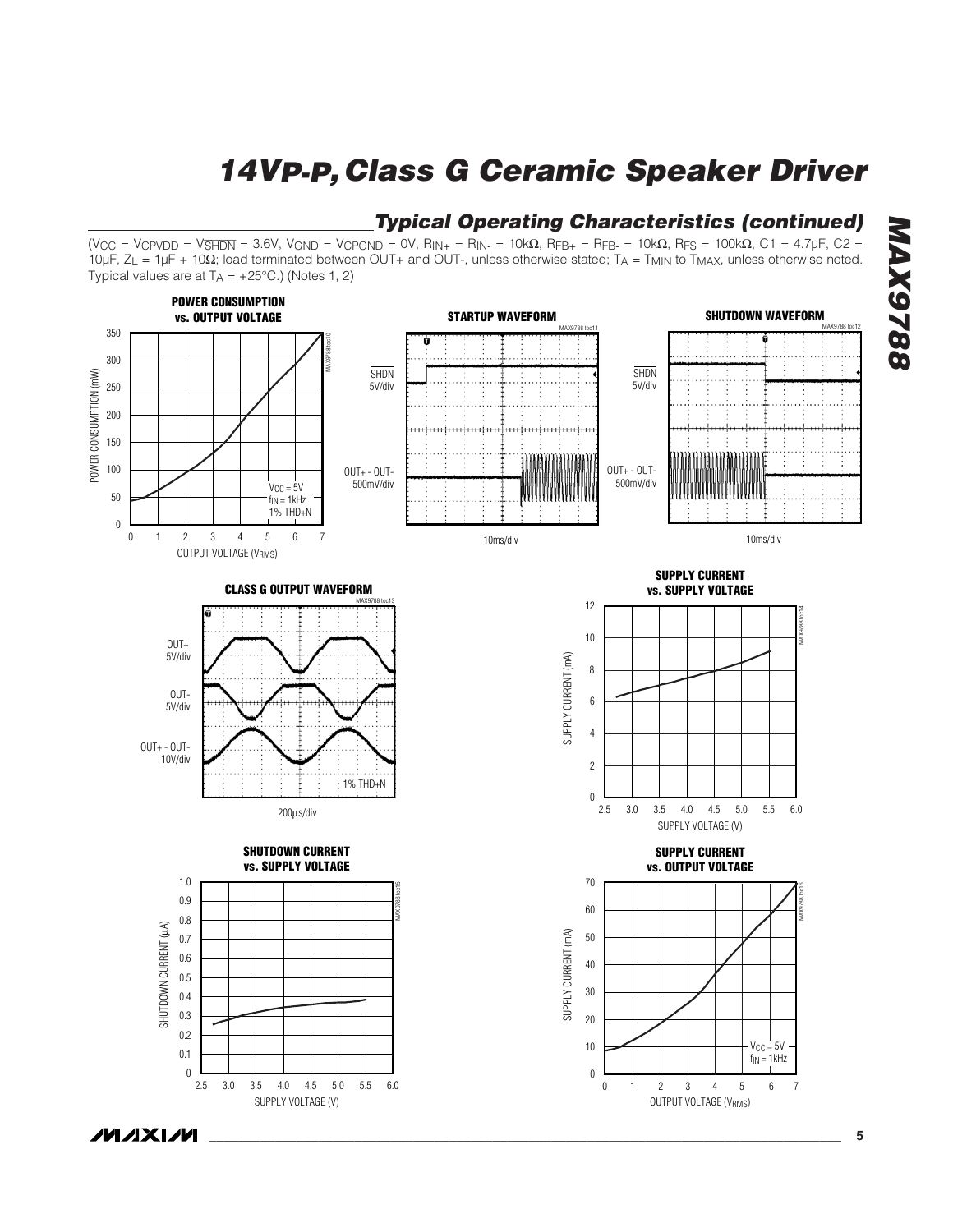## Typical Operating Characteristics (continued)

($V_{CC}$ = $V_{CPVDD}$ = $V_{\overline{SHDN}}$ = 3.6V, $V_{GND}$ = $V_{CPGND}$ = 0V, $R_{IN+}$ = $R_{IN-}$ = 10kΩ, $R_{FB+}$ = $R_{FB-}$ = 10kΩ, $R_{FS}$ = 100kΩ, C1 = 4.7µF, C2 = 10µF, $Z_L$ = 1µF + 10Ω; load terminated between OUT+ and OUT-, unless otherwise stated; $T_A$ = $T_{MIN}$ to $T_{MAX}$, unless otherwise noted. Typical values are at $T_A$ = +25°C.) (Notes 1, 2)

**POWER CONSUMPTION vs. OUTPUT VOLTAGE**

POWER CONSUMPTION (mW) vs. OUTPUT VOLTAGE ($V_{RMS}$); $V_{CC}$ = 5V, $f_{IN}$ = 1kHz, 1% THD+N

**STARTUP WAVEFORM**

$\overline{SHDN}$ 5V/div; OUT+ - OUT- 500mV/div; 10ms/div

**SHUTDOWN WAVEFORM**

$\overline{SHDN}$ 5V/div; OUT+ - OUT- 500mV/div; 10ms/div

**CLASS G OUTPUT WAVEFORM**

OUT+ 5V/div; OUT- 5V/div; OUT+ - OUT- 10V/div; 1% THD+N; 200µs/div

**SUPPLY CURRENT vs. SUPPLY VOLTAGE**

SUPPLY CURRENT (mA) vs. SUPPLY VOLTAGE (V)

**SHUTDOWN CURRENT vs. SUPPLY VOLTAGE**

SHUTDOWN CURRENT (µA) vs. SUPPLY VOLTAGE (V)

**SUPPLY CURRENT vs. OUTPUT VOLTAGE**

SUPPLY CURRENT (mA) vs. OUTPUT VOLTAGE ($V_{RMS}$); $V_{CC}$ = 5V, $f_{IN}$ = 1kHz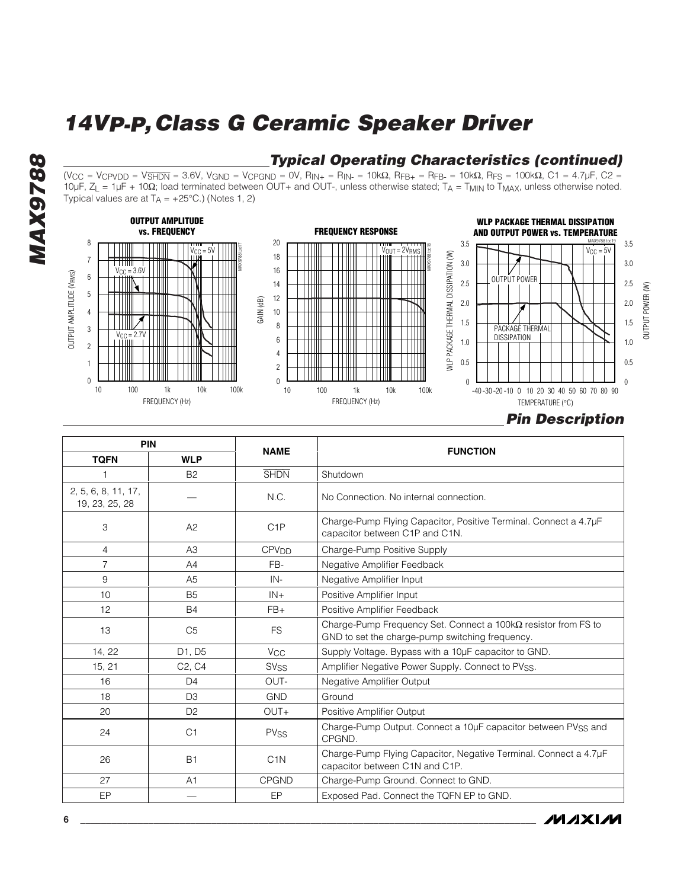## Typical Operating Characteristics (continued)

($V_{CC}$ = $V_{CPVDD}$ = $V_{\overline{SHDN}}$ = 3.6V, $V_{GND}$ = $V_{CPGND}$ = 0V, $R_{IN+}$ = $R_{IN-}$ = 10kΩ, $R_{FB+}$ = $R_{FB-}$ = 10kΩ, $R_{FS}$ = 100kΩ, C1 = 4.7µF, C2 = 10µF, $Z_L$ = 1µF + 10Ω; load terminated between OUT+ and OUT-, unless otherwise stated; $T_A$ = $T_{MIN}$ to $T_{MAX}$, unless otherwise noted. Typical values are at $T_A$ = +25°C.) (Notes 1, 2)

**OUTPUT AMPLITUDE vs. FREQUENCY**

**FREQUENCY RESPONSE**

**WLP PACKAGE THERMAL DISSIPATION AND OUTPUT POWER vs. TEMPERATURE**

## Pin Description

| PIN | | NAME | FUNCTION |
|---|---|---|---|
| TQFN | WLP | | |
| 1 | B2 | $\overline{SHDN}$ | Shutdown |
| 2, 5, 6, 8, 11, 17, 19, 23, 25, 28 | — | N.C. | No Connection. No internal connection. |
| 3 | A2 | C1P | Charge-Pump Flying Capacitor, Positive Terminal. Connect a 4.7µF capacitor between C1P and C1N. |
| 4 | A3 | $CPV_{DD}$ | Charge-Pump Positive Supply |
| 7 | A4 | FB- | Negative Amplifier Feedback |
| 9 | A5 | IN- | Negative Amplifier Input |
| 10 | B5 | IN+ | Positive Amplifier Input |
| 12 | B4 | FB+ | Positive Amplifier Feedback |
| 13 | C5 | FS | Charge-Pump Frequency Set. Connect a 100kΩ resistor from FS to GND to set the charge-pump switching frequency. |
| 14, 22 | D1, D5 | $V_{CC}$ | Supply Voltage. Bypass with a 10µF capacitor to GND. |
| 15, 21 | C2, C4 | $SV_{SS}$ | Amplifier Negative Power Supply. Connect to $PV_{SS}$. |
| 16 | D4 | OUT- | Negative Amplifier Output |
| 18 | D3 | GND | Ground |
| 20 | D2 | OUT+ | Positive Amplifier Output |
| 24 | C1 | $PV_{SS}$ | Charge-Pump Output. Connect a 10µF capacitor between $PV_{SS}$ and CPGND. |
| 26 | B1 | C1N | Charge-Pump Flying Capacitor, Negative Terminal. Connect a 4.7µF capacitor between C1N and C1P. |
| 27 | A1 | CPGND | Charge-Pump Ground. Connect to GND. |
| EP | — | EP | Exposed Pad. Connect the TQFN EP to GND. |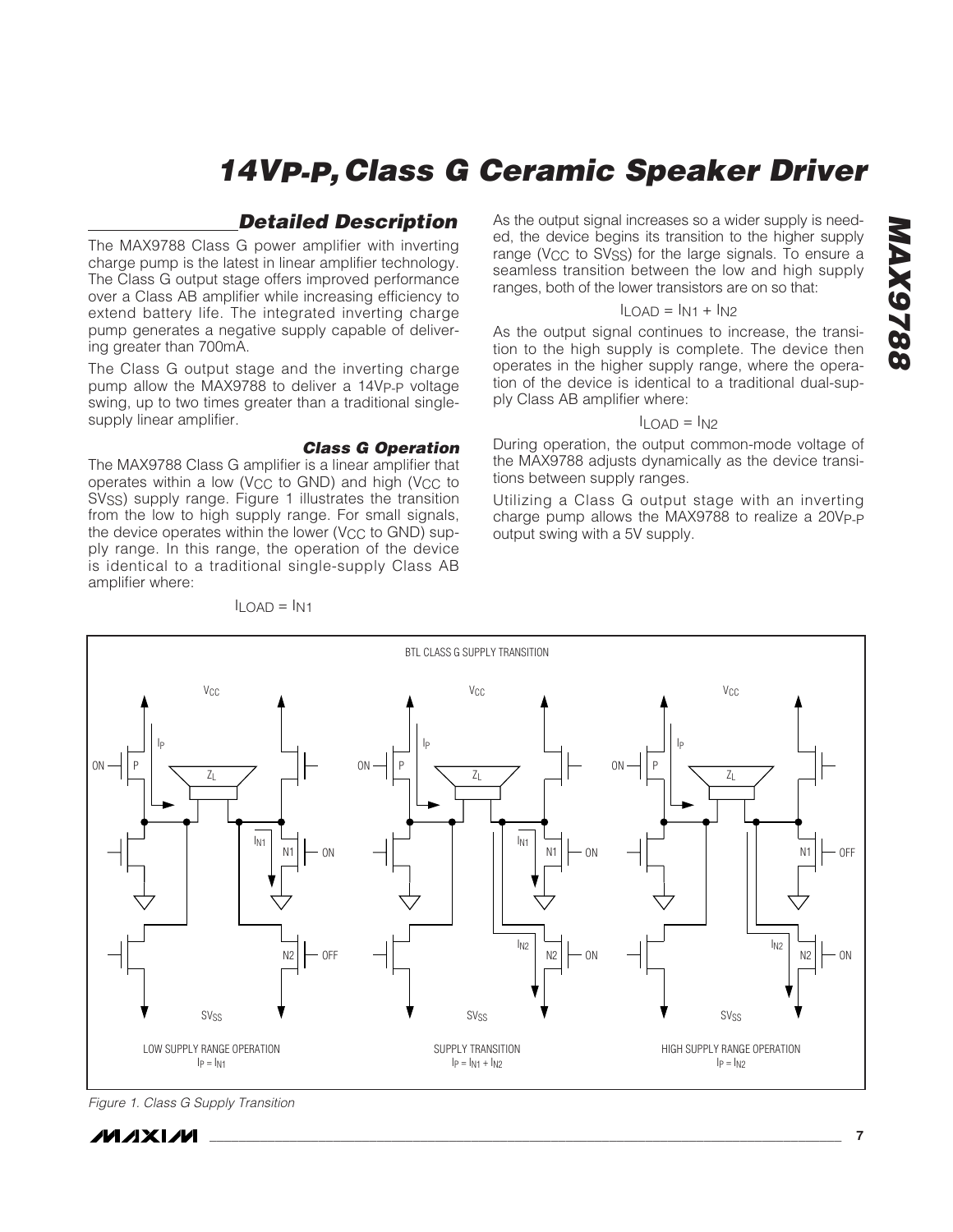## Detailed Description

The MAX9788 Class G power amplifier with inverting charge pump is the latest in linear amplifier technology. The Class G output stage offers improved performance over a Class AB amplifier while increasing efficiency to extend battery life. The integrated inverting charge pump generates a negative supply capable of delivering greater than 700mA.

The Class G output stage and the inverting charge pump allow the MAX9788 to deliver a $14V_{P-P}$ voltage swing, up to two times greater than a traditional single-supply linear amplifier.

### Class G Operation

The MAX9788 Class G amplifier is a linear amplifier that operates within a low ($V_{CC}$ to GND) and high ($V_{CC}$ to $SV_{SS}$) supply range. Figure 1 illustrates the transition from the low to high supply range. For small signals, the device operates within the lower ($V_{CC}$ to GND) supply range. In this range, the operation of the device is identical to a traditional single-supply Class AB amplifier where:

$$I_{LOAD} = I_{N1}$$

As the output signal increases so a wider supply is needed, the device begins its transition to the higher supply range ($V_{CC}$ to $SV_{SS}$) for the large signals. To ensure a seamless transition between the low and high supply ranges, both of the lower transistors are on so that:

$$I_{LOAD} = I_{N1} + I_{N2}$$

As the output signal continues to increase, the transition to the high supply is complete. The device then operates in the higher supply range, where the operation of the device is identical to a traditional dual-supply Class AB amplifier where:

$$I_{LOAD} = I_{N2}$$

During operation, the output common-mode voltage of the MAX9788 adjusts dynamically as the device transitions between supply ranges.

Utilizing a Class G output stage with an inverting charge pump allows the MAX9788 to realize a $20V_{P-P}$ output swing with a 5V supply.

Figure 1. Class G Supply Transition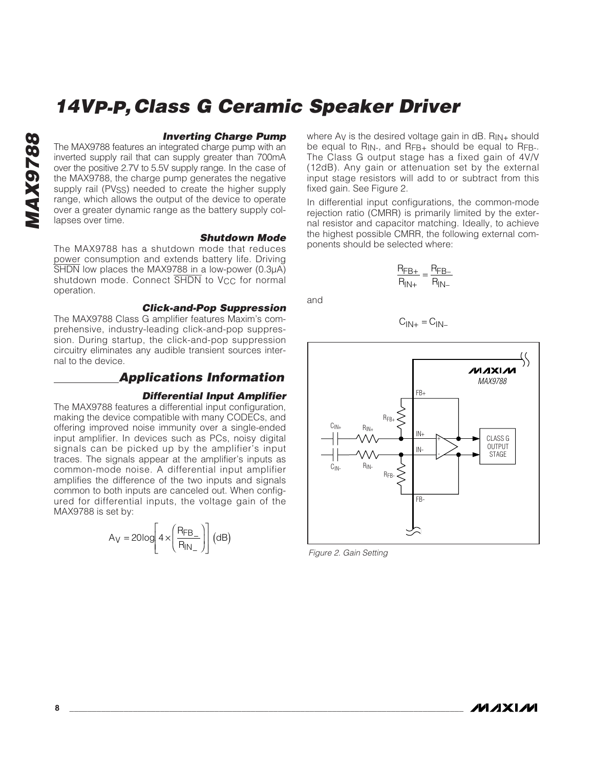### Inverting Charge Pump

The MAX9788 features an integrated charge pump with an inverted supply rail that can supply greater than 700mA over the positive 2.7V to 5.5V supply range. In the case of the MAX9788, the charge pump generates the negative supply rail ($PV_{SS}$) needed to create the higher supply range, which allows the output of the device to operate over a greater dynamic range as the battery supply collapses over time.

### Shutdown Mode

The MAX9788 has a shutdown mode that reduces power consumption and extends battery life. Driving $\overline{SHDN}$ low places the MAX9788 in a low-power (0.3µA) shutdown mode. Connect $\overline{SHDN}$ to $V_{CC}$ for normal operation.

### Click-and-Pop Suppression

The MAX9788 Class G amplifier features Maxim's comprehensive, industry-leading click-and-pop suppression. During startup, the click-and-pop suppression circuitry eliminates any audible transient sources internal to the device.

## Applications Information

### Differential Input Amplifier

The MAX9788 features a differential input configuration, making the device compatible with many CODECs, and offering improved noise immunity over a single-ended input amplifier. In devices such as PCs, noisy digital signals can be picked up by the amplifier's input traces. The signals appear at the amplifier's inputs as common-mode noise. A differential input amplifier amplifies the difference of the two inputs and signals common to both inputs are canceled out. When configured for differential inputs, the voltage gain of the MAX9788 is set by:

$$A_V = 20\log\left[4 \times \left(\frac{R_{FB\_}}{R_{IN\_}}\right)\right] (\text{dB})$$

where $A_V$ is the desired voltage gain in dB. $R_{IN+}$ should be equal to $R_{IN-}$, and $R_{FB+}$ should be equal to $R_{FB-}$. The Class G output stage has a fixed gain of 4V/V (12dB). Any gain or attenuation set by the external input stage resistors will add to or subtract from this fixed gain. See Figure 2.

In differential input configurations, the common-mode rejection ratio (CMRR) is primarily limited by the external resistor and capacitor matching. Ideally, to achieve the highest possible CMRR, the following external components should be selected where:

$$\frac{R_{FB+}}{R_{IN+}} = \frac{R_{FB-}}{R_{IN-}}$$

and

$$C_{IN+} = C_{IN-}$$

Figure 2. Gain Setting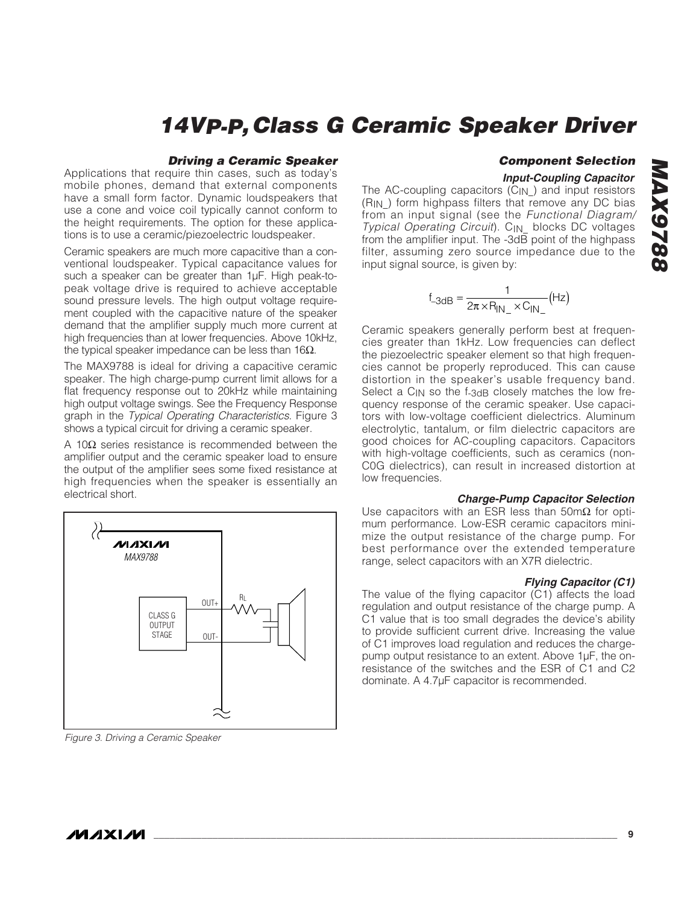### Driving a Ceramic Speaker

Applications that require thin cases, such as today's mobile phones, demand that external components have a small form factor. Dynamic loudspeakers that use a cone and voice coil typically cannot conform to the height requirements. The option for these applications is to use a ceramic/piezoelectric loudspeaker.

Ceramic speakers are much more capacitive than a conventional loudspeaker. Typical capacitance values for such a speaker can be greater than 1µF. High peak-to-peak voltage drive is required to achieve acceptable sound pressure levels. The high output voltage requirement coupled with the capacitive nature of the speaker demand that the amplifier supply much more current at high frequencies than at lower frequencies. Above 10kHz, the typical speaker impedance can be less than 16Ω.

The MAX9788 is ideal for driving a capacitive ceramic speaker. The high charge-pump current limit allows for a flat frequency response out to 20kHz while maintaining high output voltage swings. See the Frequency Response graph in the *Typical Operating Characteristics*. Figure 3 shows a typical circuit for driving a ceramic speaker.

A 10Ω series resistance is recommended between the amplifier output and the ceramic speaker load to ensure the output of the amplifier sees some fixed resistance at high frequencies when the speaker is essentially an electrical short.

*Figure 3. Driving a Ceramic Speaker*

### Component Selection

#### Input-Coupling Capacitor

The AC-coupling capacitors ($C_{IN\_}$) and input resistors ($R_{IN\_}$) form highpass filters that remove any DC bias from an input signal (see the *Functional Diagram/ Typical Operating Circuit*). $C_{IN\_}$ blocks DC voltages from the amplifier input. The -3dB point of the highpass filter, assuming zero source impedance due to the input signal source, is given by:

$$f_{-3dB} = \frac{1}{2\pi \times R_{IN\_} \times C_{IN\_}} (Hz)$$

Ceramic speakers generally perform best at frequencies greater than 1kHz. Low frequencies can deflect the piezoelectric speaker element so that high frequencies cannot be properly reproduced. This can cause distortion in the speaker's usable frequency band. Select a $C_{IN}$ so the $f_{-3dB}$ closely matches the low frequency response of the ceramic speaker. Use capacitors with low-voltage coefficient dielectrics. Aluminum electrolytic, tantalum, or film dielectric capacitors are good choices for AC-coupling capacitors. Capacitors with high-voltage coefficients, such as ceramics (non-C0G dielectrics), can result in increased distortion at low frequencies.

#### Charge-Pump Capacitor Selection

Use capacitors with an ESR less than 50mΩ for optimum performance. Low-ESR ceramic capacitors minimize the output resistance of the charge pump. For best performance over the extended temperature range, select capacitors with an X7R dielectric.

#### Flying Capacitor (C1)

The value of the flying capacitor (C1) affects the load regulation and output resistance of the charge pump. A C1 value that is too small degrades the device's ability to provide sufficient current drive. Increasing the value of C1 improves load regulation and reduces the charge-pump output resistance to an extent. Above 1µF, the on-resistance of the switches and the ESR of C1 and C2 dominate. A 4.7µF capacitor is recommended.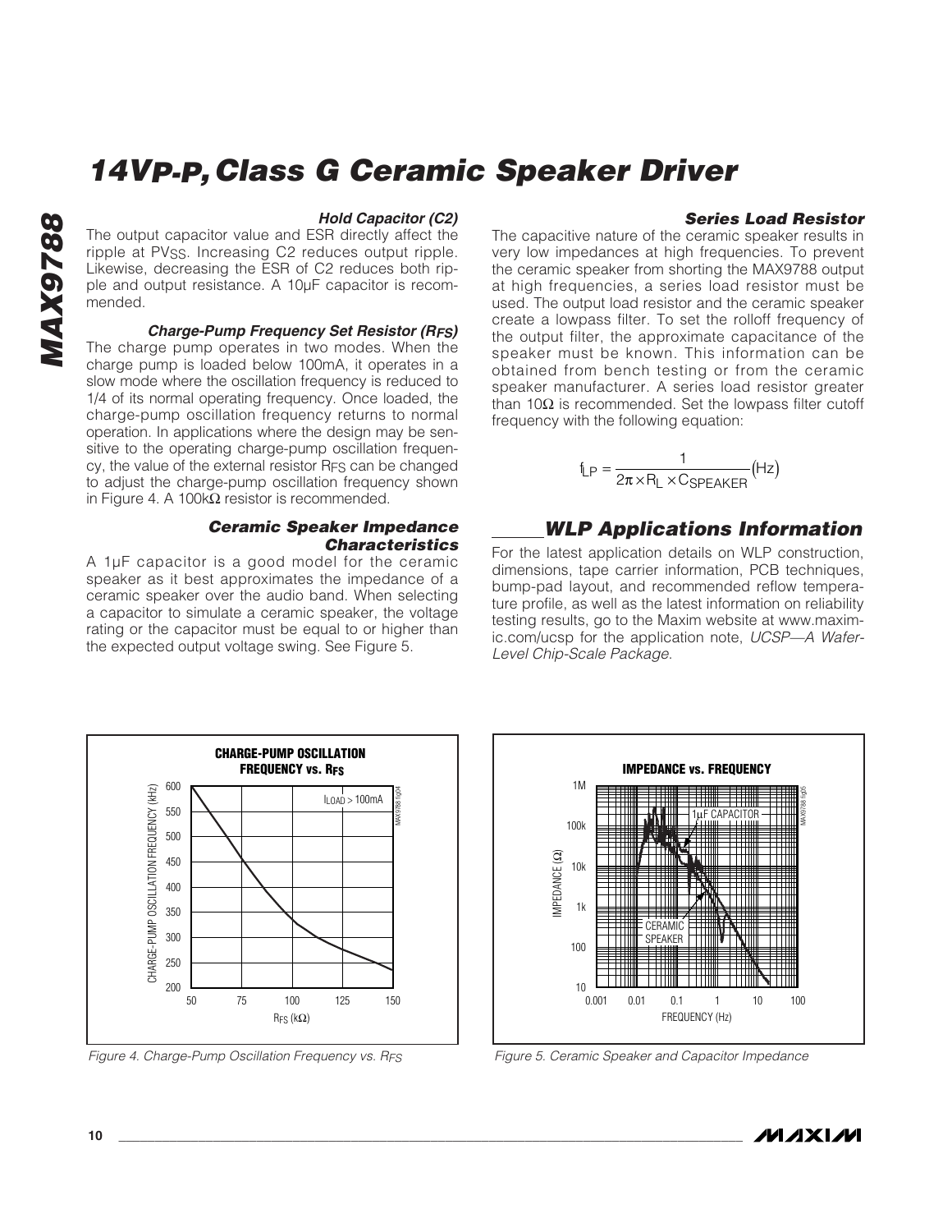#### *Hold Capacitor (C2)*

The output capacitor value and ESR directly affect the ripple at $PV_{SS}$. Increasing C2 reduces output ripple. Likewise, decreasing the ESR of C2 reduces both ripple and output resistance. A 10µF capacitor is recommended.

#### *Charge-Pump Frequency Set Resistor ($R_{FS}$)*

The charge pump operates in two modes. When the charge pump is loaded below 100mA, it operates in a slow mode where the oscillation frequency is reduced to 1/4 of its normal operating frequency. Once loaded, the charge-pump oscillation frequency returns to normal operation. In applications where the design may be sensitive to the operating charge-pump oscillation frequency, the value of the external resistor $R_{FS}$ can be changed to adjust the charge-pump oscillation frequency shown in Figure 4. A 100kΩ resistor is recommended.

#### *Ceramic Speaker Impedance Characteristics*

A 1µF capacitor is a good model for the ceramic speaker as it best approximates the impedance of a ceramic speaker over the audio band. When selecting a capacitor to simulate a ceramic speaker, the voltage rating or the capacitor must be equal to or higher than the expected output voltage swing. See Figure 5.

#### *Series Load Resistor*

The capacitive nature of the ceramic speaker results in very low impedances at high frequencies. To prevent the ceramic speaker from shorting the MAX9788 output at high frequencies, a series load resistor must be used. The output load resistor and the ceramic speaker create a lowpass filter. To set the rolloff frequency of the output filter, the approximate capacitance of the speaker must be known. This information can be obtained from bench testing or from the ceramic speaker manufacturer. A series load resistor greater than 10Ω is recommended. Set the lowpass filter cutoff frequency with the following equation:

$$f_{LP} = \frac{1}{2\pi \times R_L \times C_{SPEAKER}} (Hz)$$

## *WLP Applications Information*

For the latest application details on WLP construction, dimensions, tape carrier information, PCB techniques, bump-pad layout, and recommended reflow temperature profile, as well as the latest information on reliability testing results, go to the Maxim website at www.maxim-ic.com/ucsp for the application note, *UCSP—A Wafer-Level Chip-Scale Package*.

*Figure 4. Charge-Pump Oscillation Frequency vs. $R_{FS}$*

*Figure 5. Ceramic Speaker and Capacitor Impedance*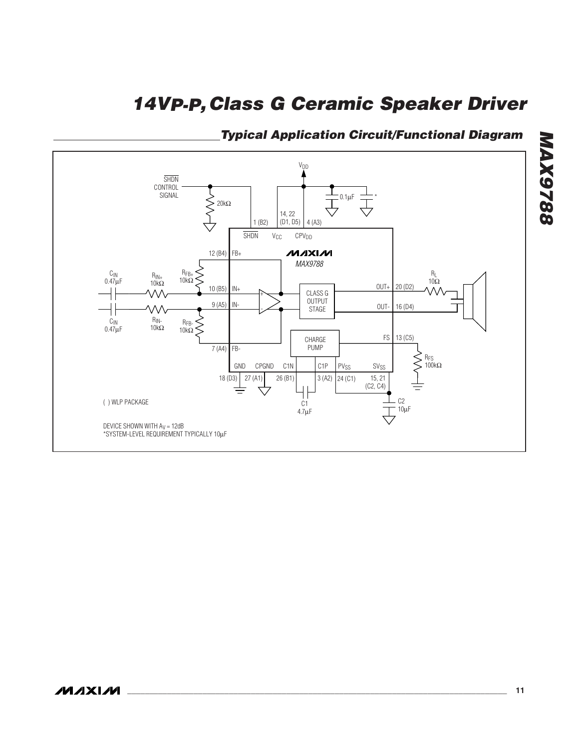## Typical Application Circuit/Functional Diagram

SHDN CONTROL SIGNAL

$V_{DD}$

20kΩ

0.1μF

*

1 (B2) SHDN

14, 22 (D1, D5) $V_{CC}$

4 (A3) $CPV_{DD}$

12 (B4) FB+

MAXIM MAX9788

$C_{IN}$ 0.47μF

$R_{IN+}$ 10kΩ

$R_{FB+}$ 10kΩ

10 (B5) IN+

9 (A5) IN-

$C_{IN}$ 0.47μF

$R_{IN-}$ 10kΩ

$R_{FB-}$ 10kΩ

7 (A4) FB-

CLASS G OUTPUT STAGE

OUT+ 20 (D2)

OUT- 16 (D4)

$R_L$ 10Ω

CHARGE PUMP

FS 13 (C5)

$R_{FS}$ 100kΩ

GND 18 (D3)

CPGND 27 (A1)

C1N 26 (B1)

C1P 3 (A2)

$PV_{SS}$ 24 (C1)

$SV_{SS}$ 15, 21 (C2, C4)

C1 4.7μF

C2 10μF

( ) WLP PACKAGE

DEVICE SHOWN WITH $A_V$ = 12dB

*SYSTEM-LEVEL REQUIREMENT TYPICALLY 10μF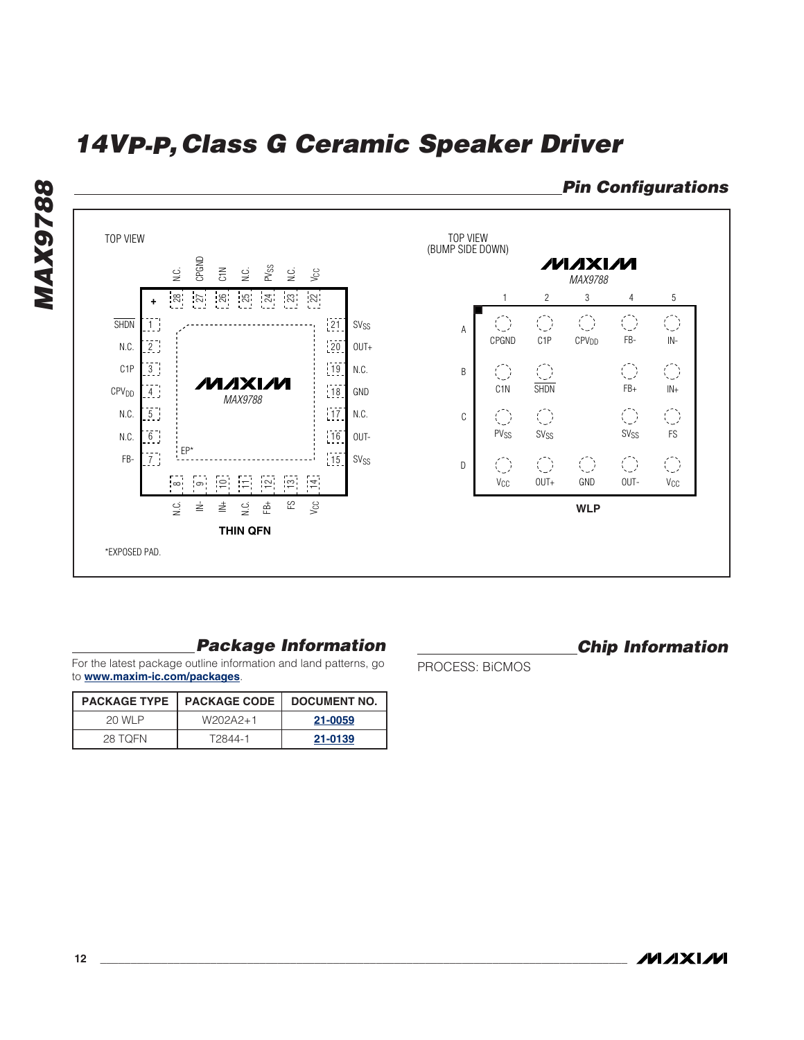## Pin Configurations

TOP VIEW

| Pin | Name |
|---|---|
| 1 | SHDN |
| 2 | N.C. |
| 3 | C1P |
| 4 | $CPV_{DD}$ |
| 5 | N.C. |
| 6 | N.C. |
| 7 | FB- |
| 8 | N.C. |
| 9 | IN- |
| 10 | IN+ |
| 11 | N.C. |
| 12 | FB+ |
| 13 | FS |
| 14 | $V_{CC}$ |
| 15 | $SV_{SS}$ |
| 16 | OUT- |
| 17 | N.C. |
| 18 | GND |
| 19 | N.C. |
| 20 | OUT+ |
| 21 | $SV_{SS}$ |
| 22 | $V_{CC}$ |
| 23 | N.C. |
| 24 | $PV_{SS}$ |
| 25 | N.C. |
| 26 | C1N |
| 27 | CPGND |
| 28 | N.C. |
| EP* | |

MAX9788

**THIN QFN**

*EXPOSED PAD.

TOP VIEW
(BUMP SIDE DOWN)

MAX9788

| | 1 | 2 | 3 | 4 | 5 |
|---|---|---|---|---|---|
| A | CPGND | C1P | $CPV_{DD}$ | FB- | IN- |
| B | C1N | SHDN | | FB+ | IN+ |
| C | $PV_{SS}$ | $SV_{SS}$ | | $SV_{SS}$ | FS |
| D | $V_{CC}$ | OUT+ | GND | OUT- | $V_{CC}$ |

**WLP**

## Package Information

For the latest package outline information and land patterns, go to **www.maxim-ic.com/packages**.

| PACKAGE TYPE | PACKAGE CODE | DOCUMENT NO. |
|---|---|---|
| 20 WLP | W202A2+1 | 21-0059 |
| 28 TQFN | T2844-1 | 21-0139 |

## Chip Information

PROCESS: BiCMOS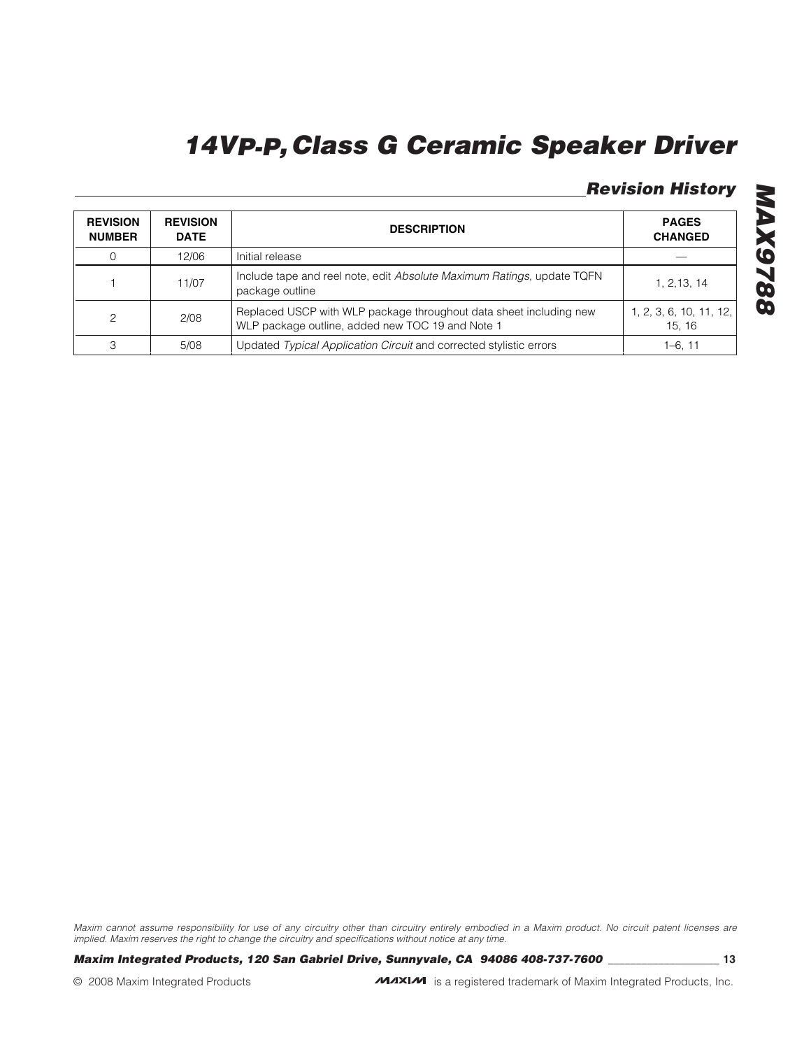## Revision History

| REVISION NUMBER | REVISION DATE | DESCRIPTION | PAGES CHANGED |
| --- | --- | --- | --- |
| 0 | 12/06 | Initial release | — |
| 1 | 11/07 | Include tape and reel note, edit *Absolute Maximum Ratings*, update TQFN package outline | 1, 2,13, 14 |
| 2 | 2/08 | Replaced USCP with WLP package throughout data sheet including new WLP package outline, added new TOC 19 and Note 1 | 1, 2, 3, 6, 10, 11, 12, 15, 16 |
| 3 | 5/08 | Updated *Typical Application Circuit* and corrected stylistic errors | 1–6, 11 |

*Maxim cannot assume responsibility for use of any circuitry other than circuitry entirely embodied in a Maxim product. No circuit patent licenses are implied. Maxim reserves the right to change the circuitry and specifications without notice at any time.*

***Maxim Integrated Products, 120 San Gabriel Drive, Sunnyvale, CA 94086 408-737-7600***

© 2008 Maxim Integrated Products

MAXIM is a registered trademark of Maxim Integrated Products, Inc.